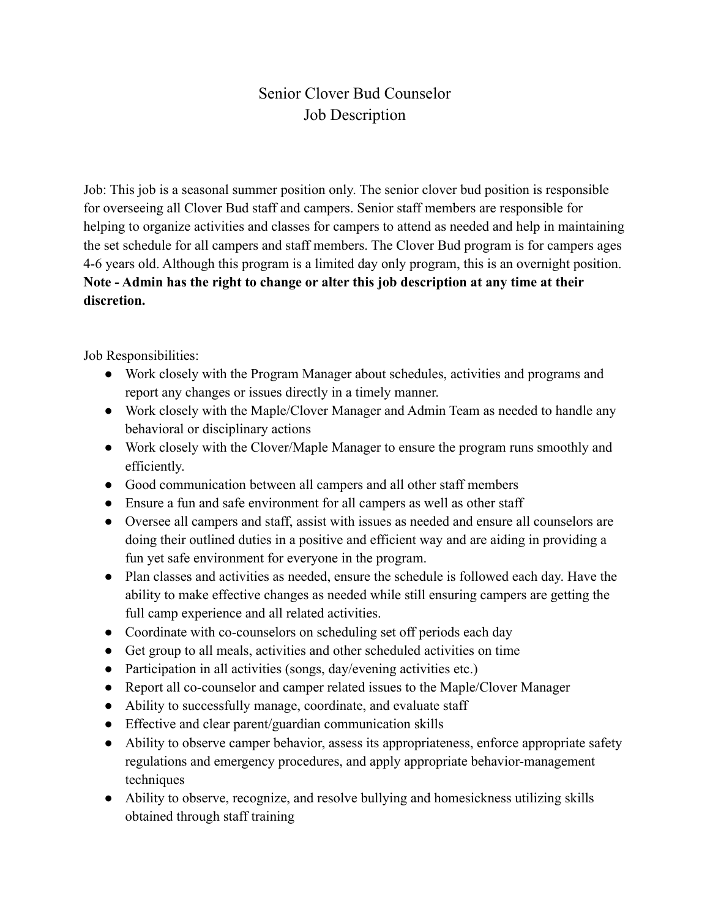# Senior Clover Bud Counselor
# Job Description

Job: This job is a seasonal summer position only. The senior clover bud position is responsible for overseeing all Clover Bud staff and campers. Senior staff members are responsible for helping to organize activities and classes for campers to attend as needed and help in maintaining the set schedule for all campers and staff members. The Clover Bud program is for campers ages 4-6 years old. Although this program is a limited day only program, this is an overnight position. **Note - Admin has the right to change or alter this job description at any time at their discretion.**

Job Responsibilities:

- Work closely with the Program Manager about schedules, activities and programs and report any changes or issues directly in a timely manner.
- Work closely with the Maple/Clover Manager and Admin Team as needed to handle any behavioral or disciplinary actions
- Work closely with the Clover/Maple Manager to ensure the program runs smoothly and efficiently.
- Good communication between all campers and all other staff members
- Ensure a fun and safe environment for all campers as well as other staff
- Oversee all campers and staff, assist with issues as needed and ensure all counselors are doing their outlined duties in a positive and efficient way and are aiding in providing a fun yet safe environment for everyone in the program.
- Plan classes and activities as needed, ensure the schedule is followed each day. Have the ability to make effective changes as needed while still ensuring campers are getting the full camp experience and all related activities.
- Coordinate with co-counselors on scheduling set off periods each day
- Get group to all meals, activities and other scheduled activities on time
- Participation in all activities (songs, day/evening activities etc.)
- Report all co-counselor and camper related issues to the Maple/Clover Manager
- Ability to successfully manage, coordinate, and evaluate staff
- Effective and clear parent/guardian communication skills
- Ability to observe camper behavior, assess its appropriateness, enforce appropriate safety regulations and emergency procedures, and apply appropriate behavior-management techniques
- Ability to observe, recognize, and resolve bullying and homesickness utilizing skills obtained through staff training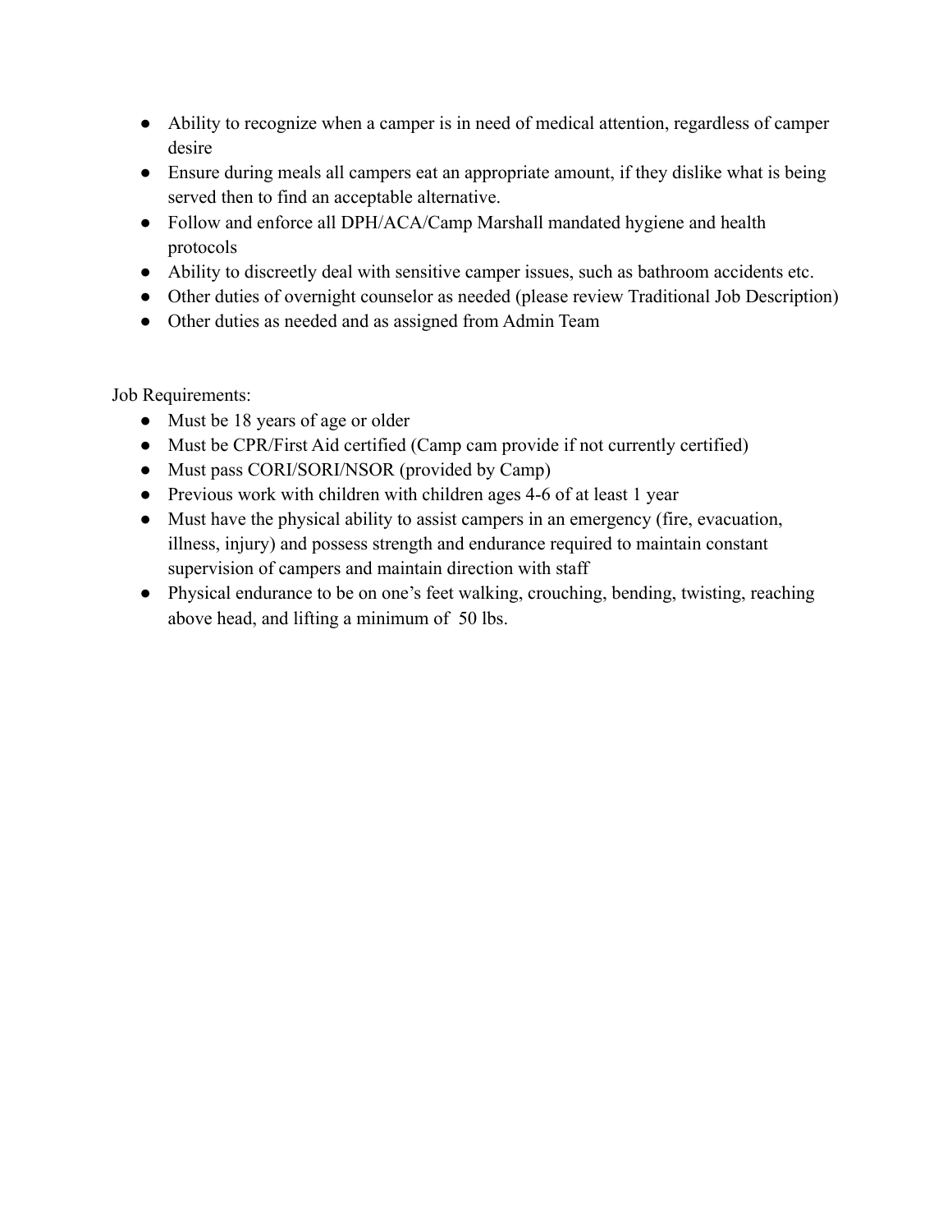- Ability to recognize when a camper is in need of medical attention, regardless of camper desire
- Ensure during meals all campers eat an appropriate amount, if they dislike what is being served then to find an acceptable alternative.
- Follow and enforce all DPH/ACA/Camp Marshall mandated hygiene and health protocols
- Ability to discreetly deal with sensitive camper issues, such as bathroom accidents etc.
- Other duties of overnight counselor as needed (please review Traditional Job Description)
- Other duties as needed and as assigned from Admin Team

Job Requirements:

- Must be 18 years of age or older
- Must be CPR/First Aid certified (Camp cam provide if not currently certified)
- Must pass CORI/SORI/NSOR (provided by Camp)
- Previous work with children with children ages 4-6 of at least 1 year
- Must have the physical ability to assist campers in an emergency (fire, evacuation, illness, injury) and possess strength and endurance required to maintain constant supervision of campers and maintain direction with staff
- Physical endurance to be on one's feet walking, crouching, bending, twisting, reaching above head, and lifting a minimum of 50 lbs.